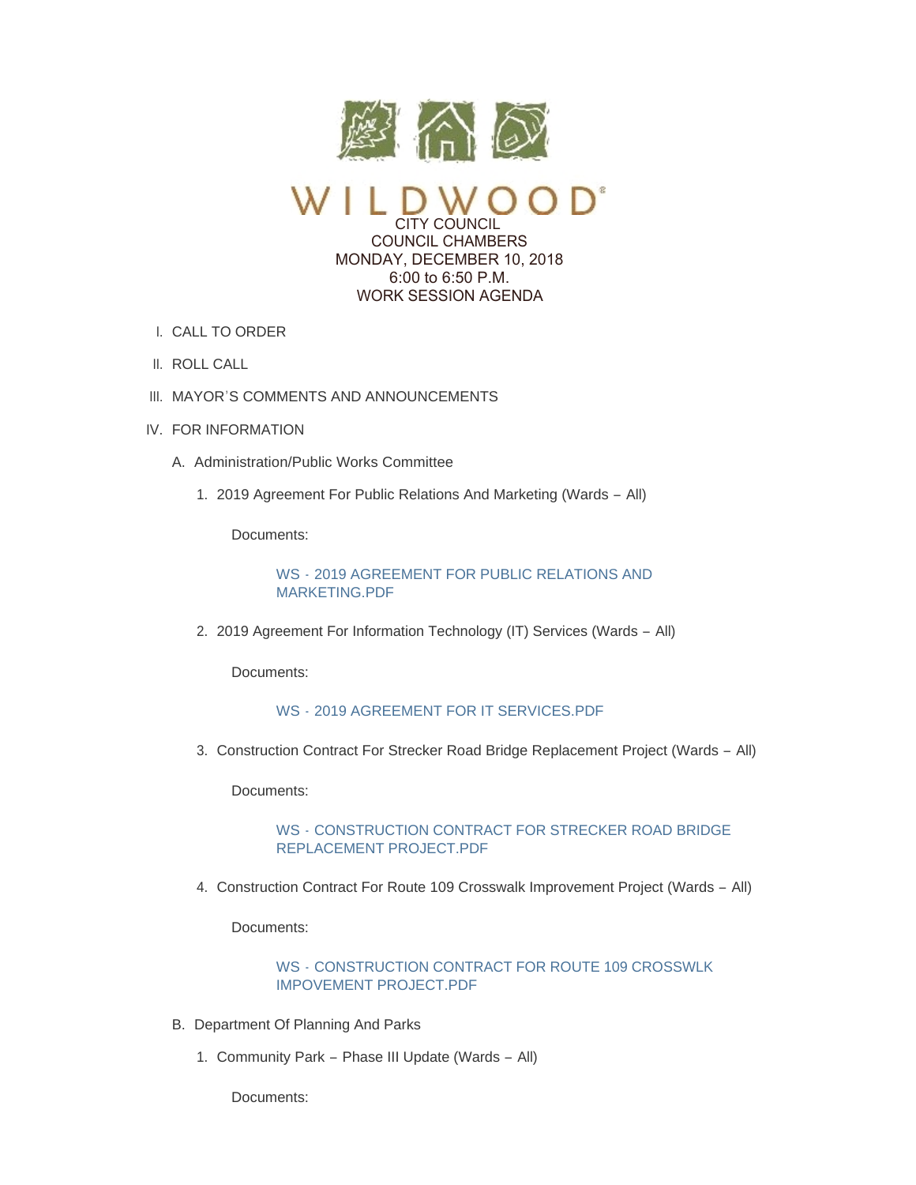# WILDWOOD

CITY COUNCIL
COUNCIL CHAMBERS
MONDAY, DECEMBER 10, 2018
6:00 to 6:50 P.M.
WORK SESSION AGENDA

I. CALL TO ORDER

II. ROLL CALL

III. MAYOR'S COMMENTS AND ANNOUNCEMENTS

IV. FOR INFORMATION

A. Administration/Public Works Committee

1. 2019 Agreement For Public Relations And Marketing (Wards – All)

   Documents:

   WS - 2019 AGREEMENT FOR PUBLIC RELATIONS AND MARKETING.PDF

2. 2019 Agreement For Information Technology (IT) Services (Wards – All)

   Documents:

   WS - 2019 AGREEMENT FOR IT SERVICES.PDF

3. Construction Contract For Strecker Road Bridge Replacement Project (Wards – All)

   Documents:

   WS - CONSTRUCTION CONTRACT FOR STRECKER ROAD BRIDGE REPLACEMENT PROJECT.PDF

4. Construction Contract For Route 109 Crosswalk Improvement Project (Wards – All)

   Documents:

   WS - CONSTRUCTION CONTRACT FOR ROUTE 109 CROSSWLK IMPOVEMENT PROJECT.PDF

B. Department Of Planning And Parks

1. Community Park – Phase III Update (Wards – All)

   Documents: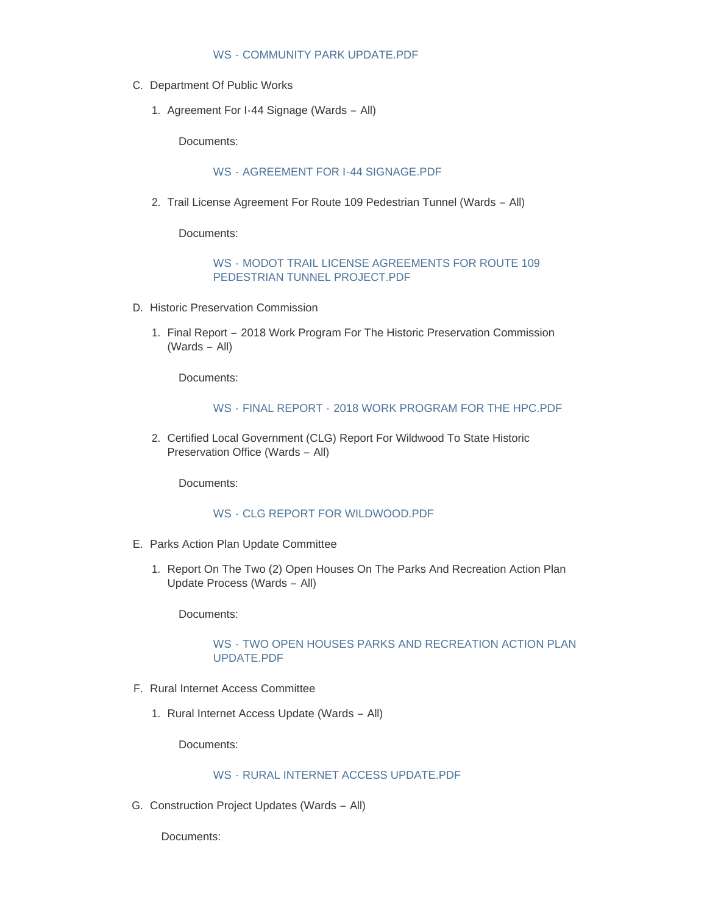WS - COMMUNITY PARK UPDATE.PDF

C. Department Of Public Works

   1. Agreement For I-44 Signage (Wards – All)

      Documents:

      WS - AGREEMENT FOR I-44 SIGNAGE.PDF

   2. Trail License Agreement For Route 109 Pedestrian Tunnel (Wards – All)

      Documents:

      WS - MODOT TRAIL LICENSE AGREEMENTS FOR ROUTE 109 PEDESTRIAN TUNNEL PROJECT.PDF

D. Historic Preservation Commission

   1. Final Report – 2018 Work Program For The Historic Preservation Commission (Wards – All)

      Documents:

      WS - FINAL REPORT - 2018 WORK PROGRAM FOR THE HPC.PDF

   2. Certified Local Government (CLG) Report For Wildwood To State Historic Preservation Office (Wards – All)

      Documents:

      WS - CLG REPORT FOR WILDWOOD.PDF

E. Parks Action Plan Update Committee

   1. Report On The Two (2) Open Houses On The Parks And Recreation Action Plan Update Process (Wards – All)

      Documents:

      WS - TWO OPEN HOUSES PARKS AND RECREATION ACTION PLAN UPDATE.PDF

F. Rural Internet Access Committee

   1. Rural Internet Access Update (Wards – All)

      Documents:

      WS - RURAL INTERNET ACCESS UPDATE.PDF

G. Construction Project Updates (Wards – All)

   Documents: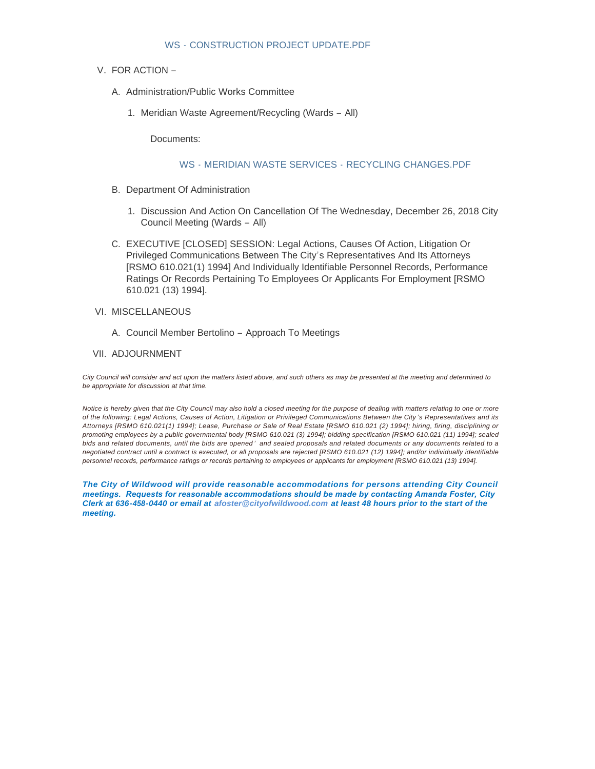WS - CONSTRUCTION PROJECT UPDATE.PDF

V. FOR ACTION –

A. Administration/Public Works Committee

1. Meridian Waste Agreement/Recycling (Wards – All)

Documents:

WS - MERIDIAN WASTE SERVICES - RECYCLING CHANGES.PDF

B. Department Of Administration

1. Discussion And Action On Cancellation Of The Wednesday, December 26, 2018 City Council Meeting (Wards – All)

C. EXECUTIVE [CLOSED] SESSION: Legal Actions, Causes Of Action, Litigation Or Privileged Communications Between The City's Representatives And Its Attorneys [RSMO 610.021(1) 1994] And Individually Identifiable Personnel Records, Performance Ratings Or Records Pertaining To Employees Or Applicants For Employment [RSMO 610.021 (13) 1994].

VI. MISCELLANEOUS

A. Council Member Bertolino – Approach To Meetings

VII. ADJOURNMENT

*City Council will consider and act upon the matters listed above, and such others as may be presented at the meeting and determined to be appropriate for discussion at that time.*

*Notice is hereby given that the City Council may also hold a closed meeting for the purpose of dealing with matters relating to one or more of the following: Legal Actions, Causes of Action, Litigation or Privileged Communications Between the City's Representatives and its Attorneys [RSMO 610.021(1) 1994]; Lease, Purchase or Sale of Real Estate [RSMO 610.021 (2) 1994]; hiring, firing, disciplining or promoting employees by a public governmental body [RSMO 610.021 (3) 1994]; bidding specification [RSMO 610.021 (11) 1994]; sealed bids and related documents, until the bids are opened' and sealed proposals and related documents or any documents related to a negotiated contract until a contract is executed, or all proposals are rejected [RSMO 610.021 (12) 1994]; and/or individually identifiable personnel records, performance ratings or records pertaining to employees or applicants for employment [RSMO 610.021 (13) 1994].*

***The City of Wildwood will provide reasonable accommodations for persons attending City Council meetings. Requests for reasonable accommodations should be made by contacting Amanda Foster, City Clerk at 636-458-0440 or email at afoster@cityofwildwood.com at least 48 hours prior to the start of the meeting.***